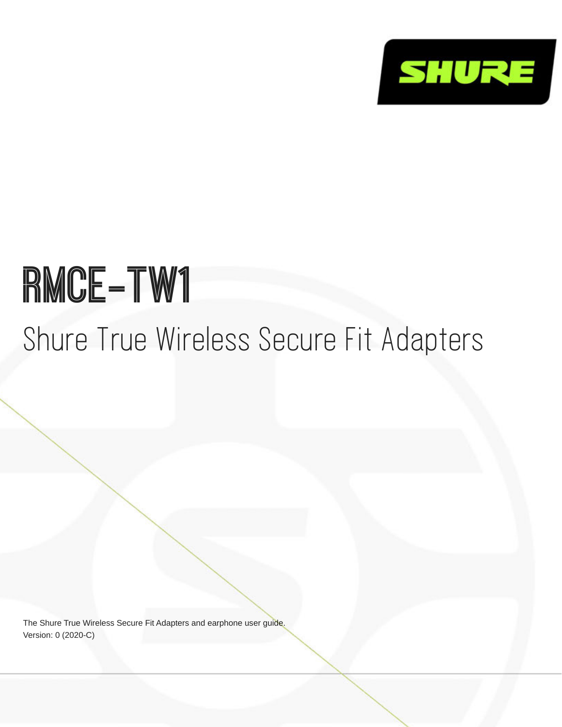# RMCE-TW1

## Shure True Wireless Secure Fit Adapters

The Shure True Wireless Secure Fit Adapters and earphone user guide.
Version: 0 (2020-C)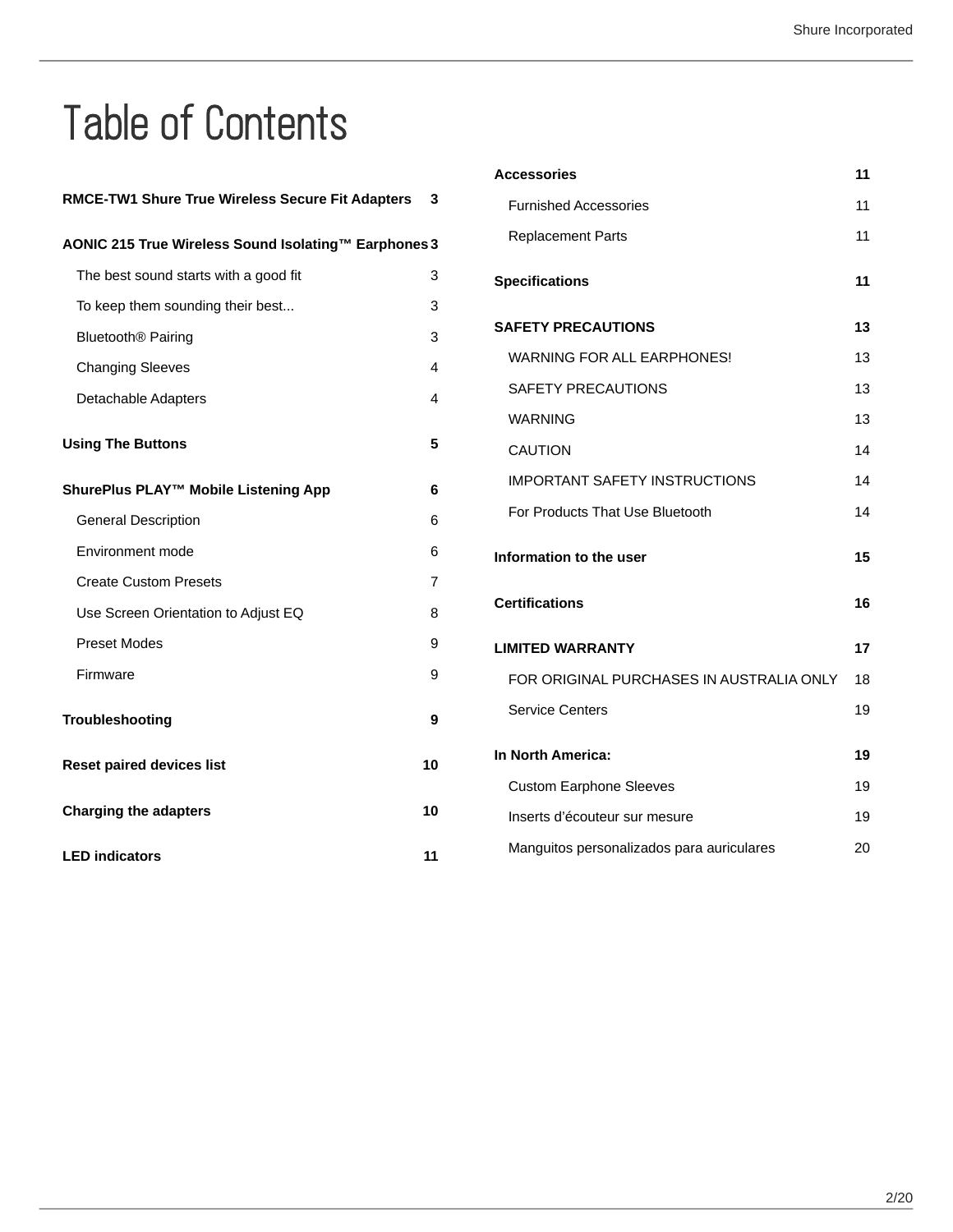# Table of Contents

**RMCE-TW1 Shure True Wireless Secure Fit Adapters** 3

**AONIC 215 True Wireless Sound Isolating™ Earphones** 3

- The best sound starts with a good fit 3
- To keep them sounding their best... 3
- Bluetooth® Pairing 3
- Changing Sleeves 4
- Detachable Adapters 4

**Using The Buttons** 5

**ShurePlus PLAY™ Mobile Listening App** 6

- General Description 6
- Environment mode 6
- Create Custom Presets 7
- Use Screen Orientation to Adjust EQ 8
- Preset Modes 9
- Firmware 9

**Troubleshooting** 9

**Reset paired devices list** 10

**Charging the adapters** 10

**LED indicators** 11

**Accessories** 11

- Furnished Accessories 11
- Replacement Parts 11

**Specifications** 11

**SAFETY PRECAUTIONS** 13

- WARNING FOR ALL EARPHONES! 13
- SAFETY PRECAUTIONS 13
- WARNING 13
- CAUTION 14
- IMPORTANT SAFETY INSTRUCTIONS 14
- For Products That Use Bluetooth 14

**Information to the user** 15

**Certifications** 16

**LIMITED WARRANTY** 17

- FOR ORIGINAL PURCHASES IN AUSTRALIA ONLY 18
- Service Centers 19

**In North America:** 19

- Custom Earphone Sleeves 19
- Inserts d'écouteur sur mesure 19
- Manguitos personalizados para auriculares 20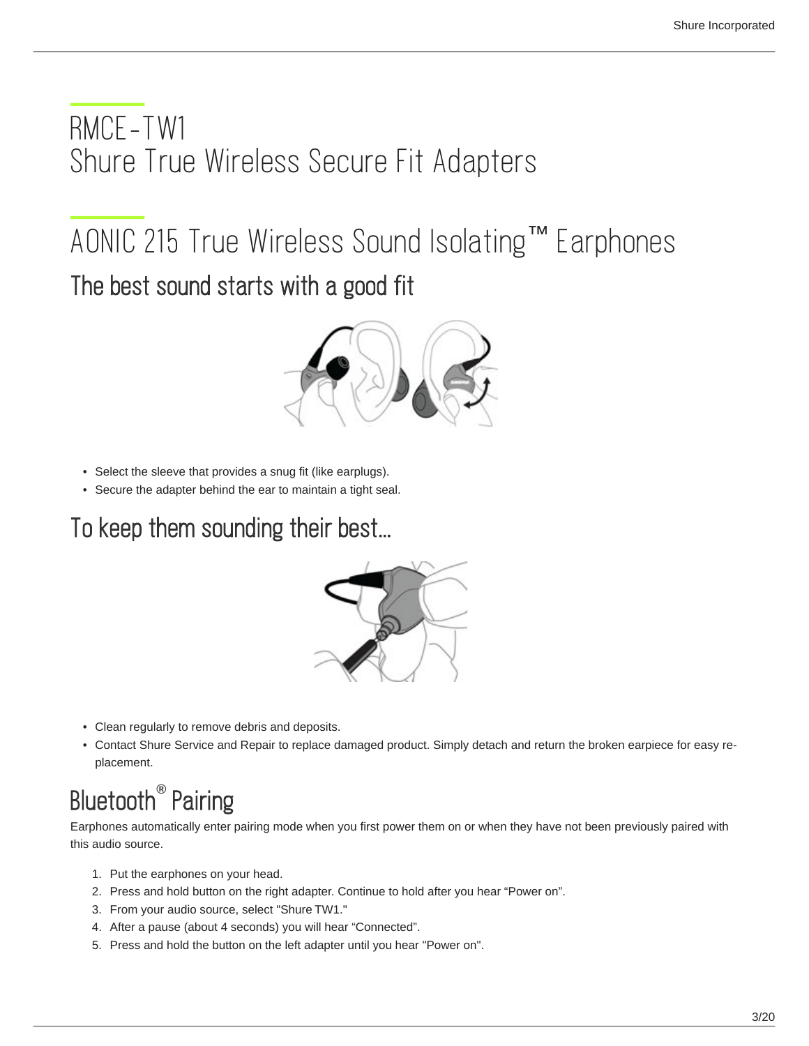# RMCE-TW1
# Shure True Wireless Secure Fit Adapters

# AONIC 215 True Wireless Sound Isolating™ Earphones

## The best sound starts with a good fit

- Select the sleeve that provides a snug fit (like earplugs).
- Secure the adapter behind the ear to maintain a tight seal.

## To keep them sounding their best...

- Clean regularly to remove debris and deposits.
- Contact Shure Service and Repair to replace damaged product. Simply detach and return the broken earpiece for easy replacement.

## Bluetooth® Pairing

Earphones automatically enter pairing mode when you first power them on or when they have not been previously paired with this audio source.

1. Put the earphones on your head.
2. Press and hold button on the right adapter. Continue to hold after you hear “Power on”.
3. From your audio source, select "Shure TW1."
4. After a pause (about 4 seconds) you will hear “Connected”.
5. Press and hold the button on the left adapter until you hear "Power on".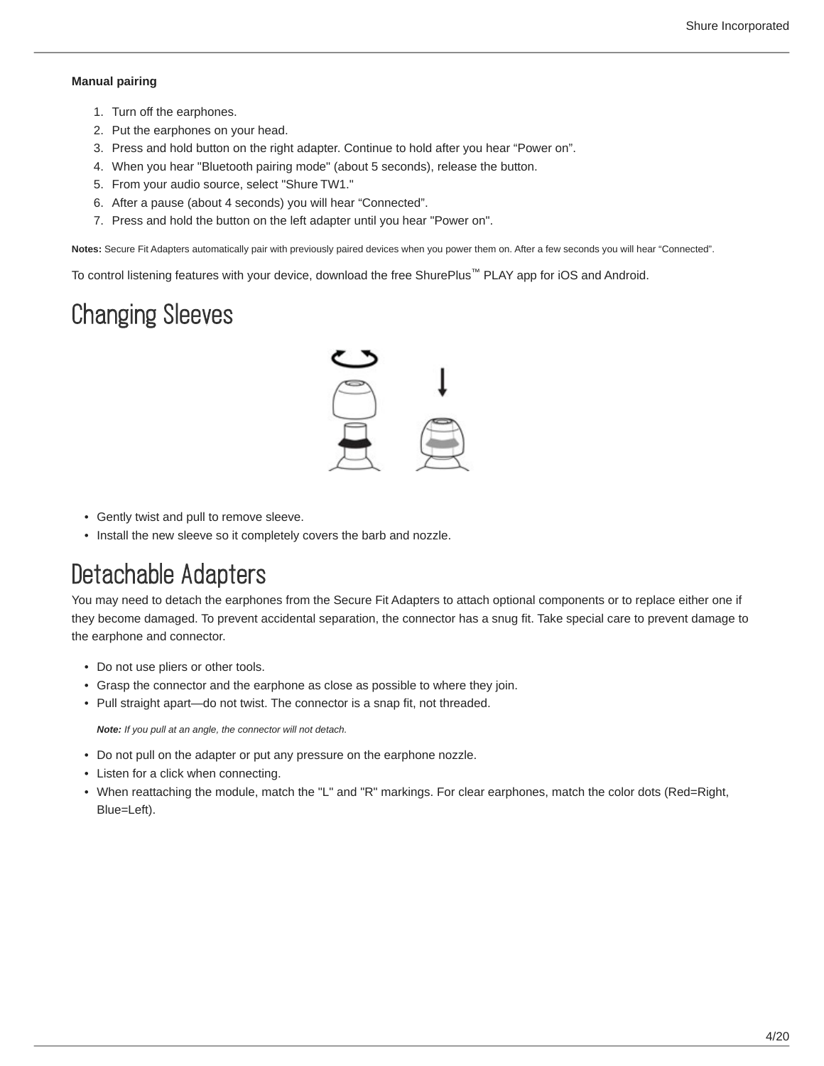**Manual pairing**

1. Turn off the earphones.
2. Put the earphones on your head.
3. Press and hold button on the right adapter. Continue to hold after you hear “Power on”.
4. When you hear "Bluetooth pairing mode" (about 5 seconds), release the button.
5. From your audio source, select "Shure TW1."
6. After a pause (about 4 seconds) you will hear “Connected”.
7. Press and hold the button on the left adapter until you hear "Power on".

**Notes:** Secure Fit Adapters automatically pair with previously paired devices when you power them on. After a few seconds you will hear “Connected”.

To control listening features with your device, download the free ShurePlus™ PLAY app for iOS and Android.

# Changing Sleeves

- Gently twist and pull to remove sleeve.
- Install the new sleeve so it completely covers the barb and nozzle.

# Detachable Adapters

You may need to detach the earphones from the Secure Fit Adapters to attach optional components or to replace either one if they become damaged. To prevent accidental separation, the connector has a snug fit. Take special care to prevent damage to the earphone and connector.

- Do not use pliers or other tools.
- Grasp the connector and the earphone as close as possible to where they join.
- Pull straight apart—do not twist. The connector is a snap fit, not threaded.

  ***Note:*** *If you pull at an angle, the connector will not detach.*

- Do not pull on the adapter or put any pressure on the earphone nozzle.
- Listen for a click when connecting.
- When reattaching the module, match the "L" and "R" markings. For clear earphones, match the color dots (Red=Right, Blue=Left).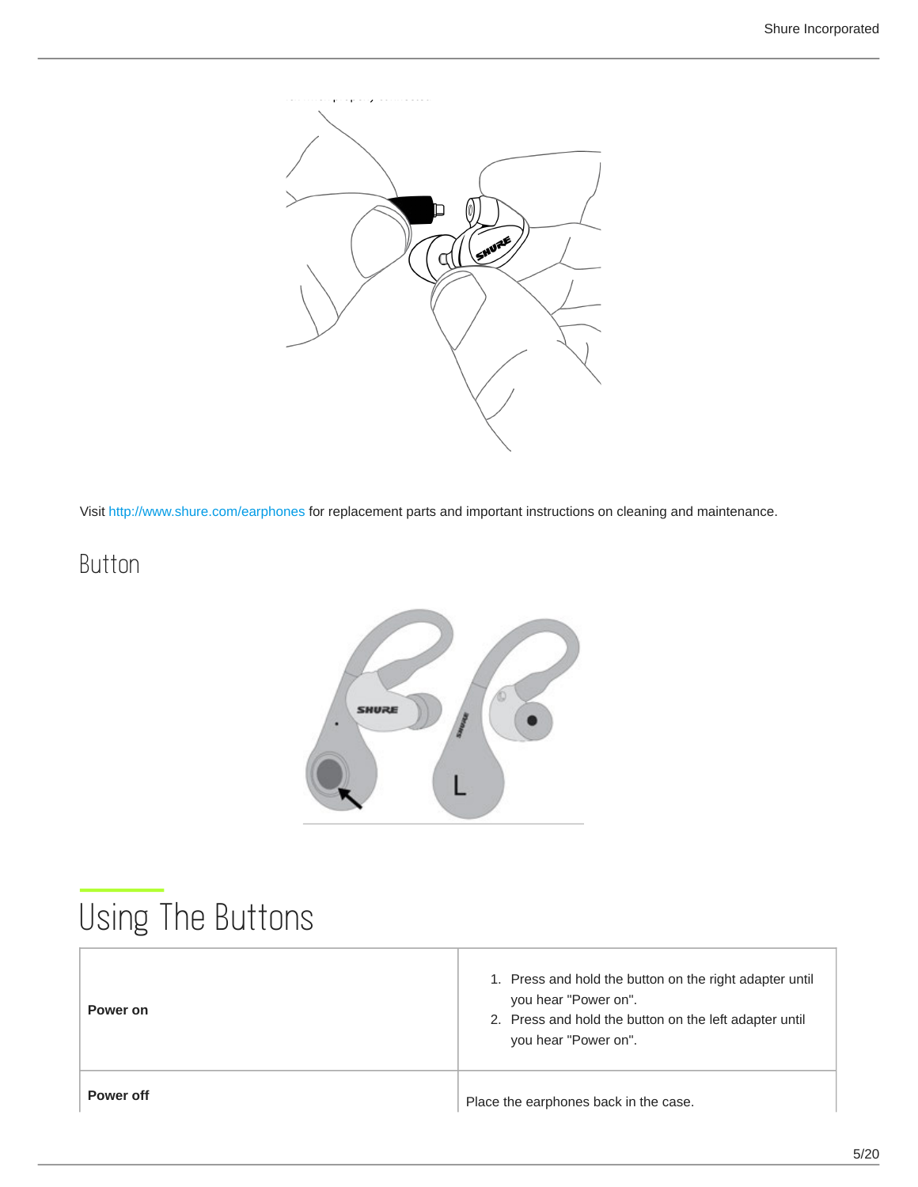Visit http://www.shure.com/earphones for replacement parts and important instructions on cleaning and maintenance.

## Button

# Using The Buttons

| | |
|---|---|
| **Power on** | 1. Press and hold the button on the right adapter until you hear "Power on".<br>2. Press and hold the button on the left adapter until you hear "Power on". |
| **Power off** | Place the earphones back in the case. |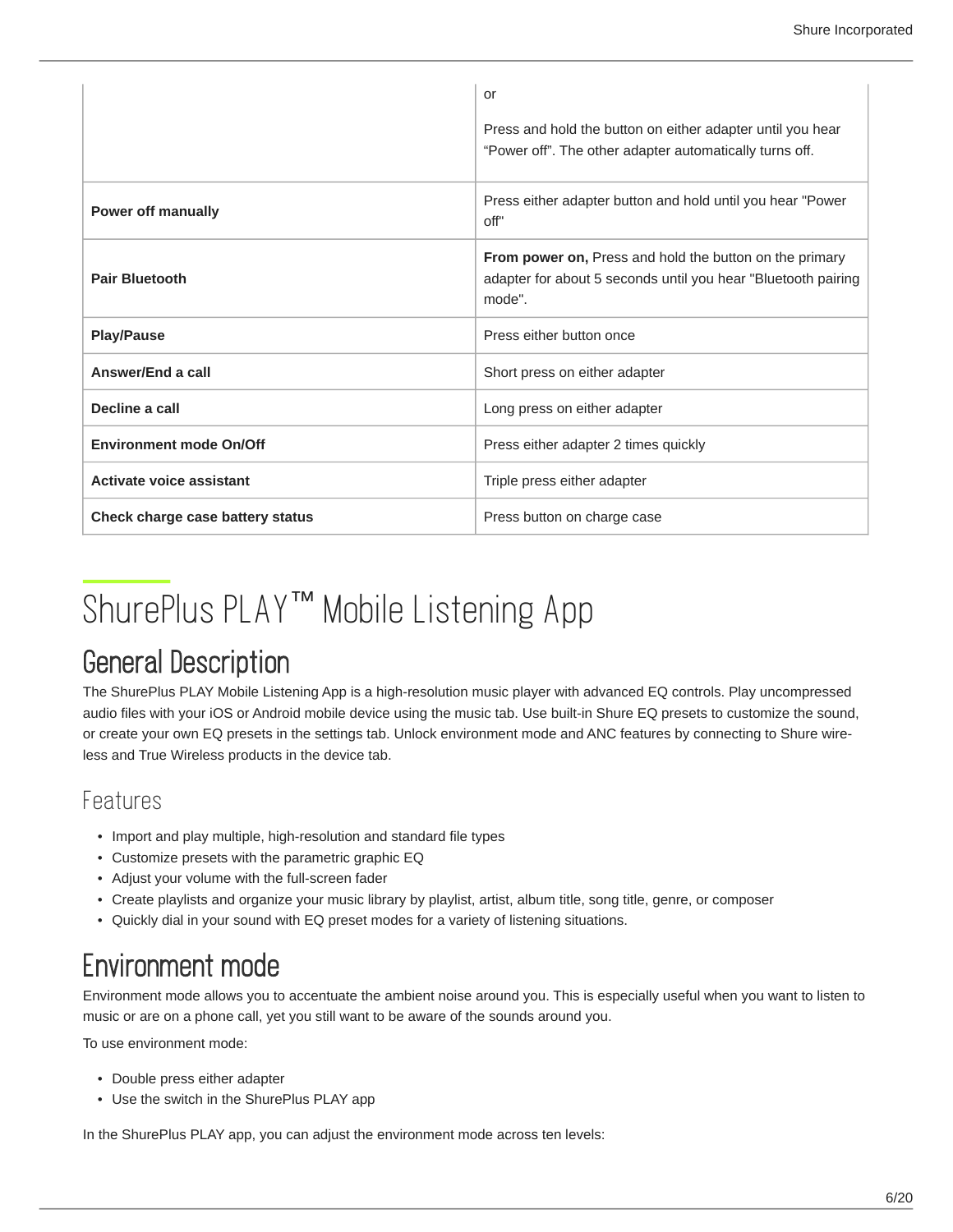| | |
|---|---|
| | or<br><br>Press and hold the button on either adapter until you hear “Power off”. The other adapter automatically turns off. |
| **Power off manually** | Press either adapter button and hold until you hear "Power off" |
| **Pair Bluetooth** | **From power on,** Press and hold the button on the primary adapter for about 5 seconds until you hear "Bluetooth pairing mode". |
| **Play/Pause** | Press either button once |
| **Answer/End a call** | Short press on either adapter |
| **Decline a call** | Long press on either adapter |
| **Environment mode On/Off** | Press either adapter 2 times quickly |
| **Activate voice assistant** | Triple press either adapter |
| **Check charge case battery status** | Press button on charge case |

# ShurePlus PLAY™ Mobile Listening App

## General Description

The ShurePlus PLAY Mobile Listening App is a high-resolution music player with advanced EQ controls. Play uncompressed audio files with your iOS or Android mobile device using the music tab. Use built-in Shure EQ presets to customize the sound, or create your own EQ presets in the settings tab. Unlock environment mode and ANC features by connecting to Shure wireless and True Wireless products in the device tab.

### Features

- Import and play multiple, high-resolution and standard file types
- Customize presets with the parametric graphic EQ
- Adjust your volume with the full-screen fader
- Create playlists and organize your music library by playlist, artist, album title, song title, genre, or composer
- Quickly dial in your sound with EQ preset modes for a variety of listening situations.

## Environment mode

Environment mode allows you to accentuate the ambient noise around you. This is especially useful when you want to listen to music or are on a phone call, yet you still want to be aware of the sounds around you.

To use environment mode:

- Double press either adapter
- Use the switch in the ShurePlus PLAY app

In the ShurePlus PLAY app, you can adjust the environment mode across ten levels: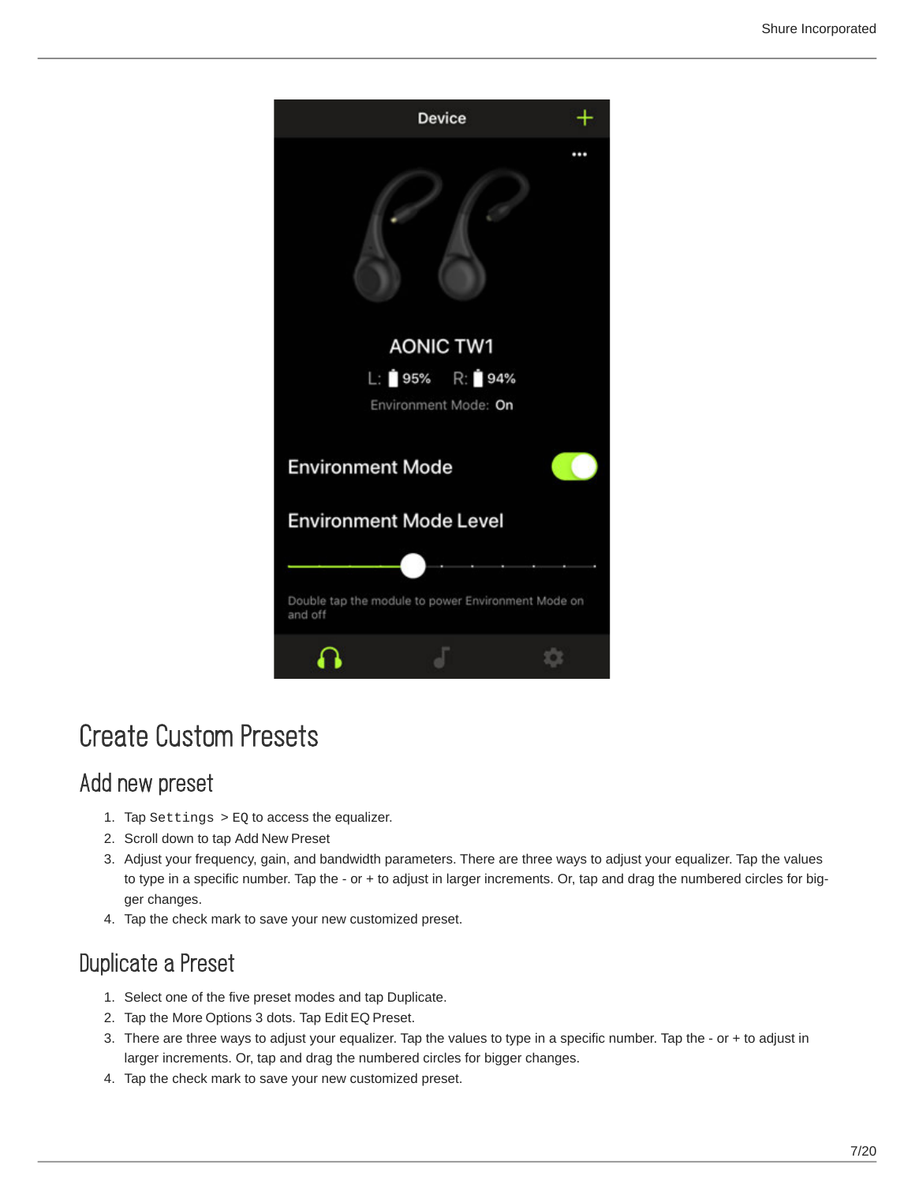# Create Custom Presets

## Add new preset

1. Tap `Settings` > EQ to access the equalizer.
2. Scroll down to tap Add New Preset
3. Adjust your frequency, gain, and bandwidth parameters. There are three ways to adjust your equalizer. Tap the values to type in a specific number. Tap the - or + to adjust in larger increments. Or, tap and drag the numbered circles for bigger changes.
4. Tap the check mark to save your new customized preset.

## Duplicate a Preset

1. Select one of the five preset modes and tap Duplicate.
2. Tap the More Options 3 dots. Tap Edit EQ Preset.
3. There are three ways to adjust your equalizer. Tap the values to type in a specific number. Tap the - or + to adjust in larger increments. Or, tap and drag the numbered circles for bigger changes.
4. Tap the check mark to save your new customized preset.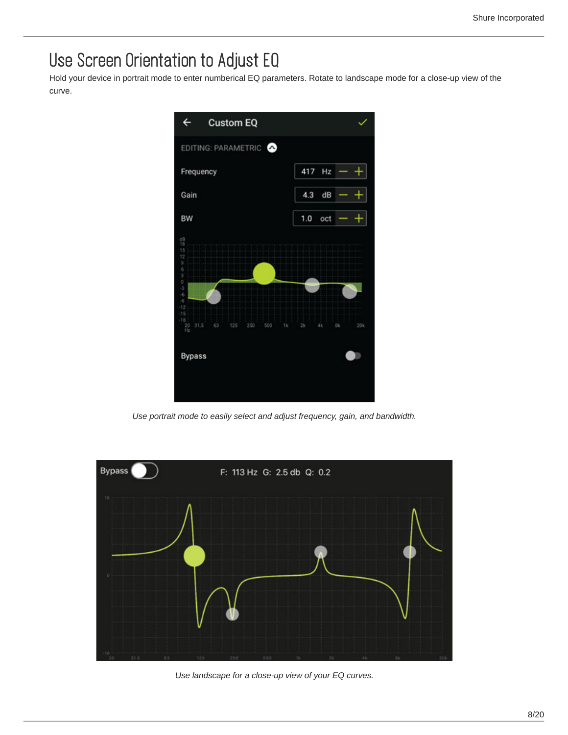# Use Screen Orientation to Adjust EQ

Hold your device in portrait mode to enter numberical EQ parameters. Rotate to landscape mode for a close-up view of the curve.

*Use portrait mode to easily select and adjust frequency, gain, and bandwidth.*

*Use landscape for a close-up view of your EQ curves.*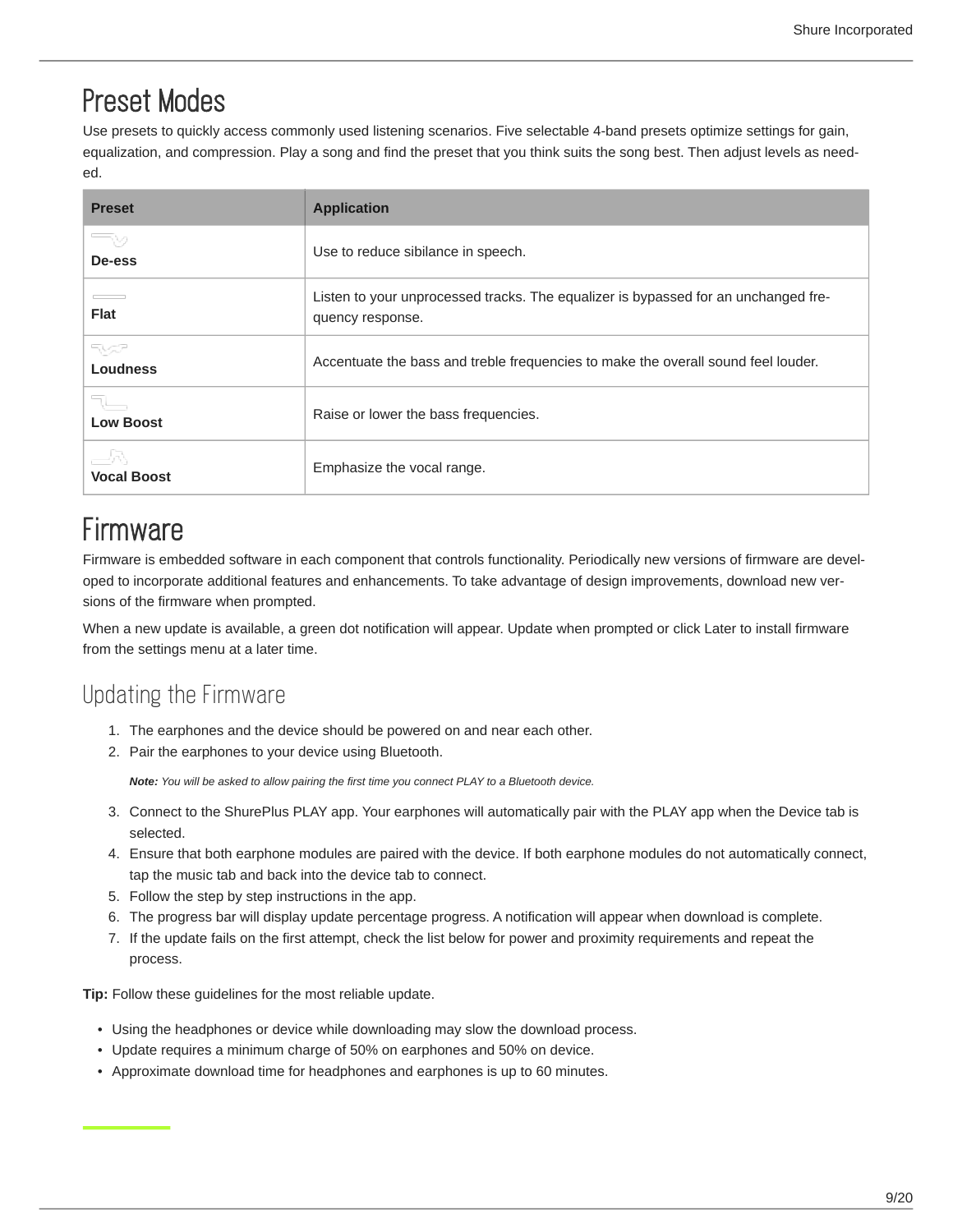# Preset Modes

Use presets to quickly access commonly used listening scenarios. Five selectable 4-band presets optimize settings for gain, equalization, and compression. Play a song and find the preset that you think suits the song best. Then adjust levels as needed.

| Preset | Application |
| --- | --- |
| **De-ess** | Use to reduce sibilance in speech. |
| **Flat** | Listen to your unprocessed tracks. The equalizer is bypassed for an unchanged frequency response. |
| **Loudness** | Accentuate the bass and treble frequencies to make the overall sound feel louder. |
| **Low Boost** | Raise or lower the bass frequencies. |
| **Vocal Boost** | Emphasize the vocal range. |

# Firmware

Firmware is embedded software in each component that controls functionality. Periodically new versions of firmware are developed to incorporate additional features and enhancements. To take advantage of design improvements, download new versions of the firmware when prompted.

When a new update is available, a green dot notification will appear. Update when prompted or click Later to install firmware from the settings menu at a later time.

## Updating the Firmware

1. The earphones and the device should be powered on and near each other.
2. Pair the earphones to your device using Bluetooth.

   ***Note:*** *You will be asked to allow pairing the first time you connect PLAY to a Bluetooth device.*

3. Connect to the ShurePlus PLAY app. Your earphones will automatically pair with the PLAY app when the Device tab is selected.
4. Ensure that both earphone modules are paired with the device. If both earphone modules do not automatically connect, tap the music tab and back into the device tab to connect.
5. Follow the step by step instructions in the app.
6. The progress bar will display update percentage progress. A notification will appear when download is complete.
7. If the update fails on the first attempt, check the list below for power and proximity requirements and repeat the process.

**Tip:** Follow these guidelines for the most reliable update.

- Using the headphones or device while downloading may slow the download process.
- Update requires a minimum charge of 50% on earphones and 50% on device.
- Approximate download time for headphones and earphones is up to 60 minutes.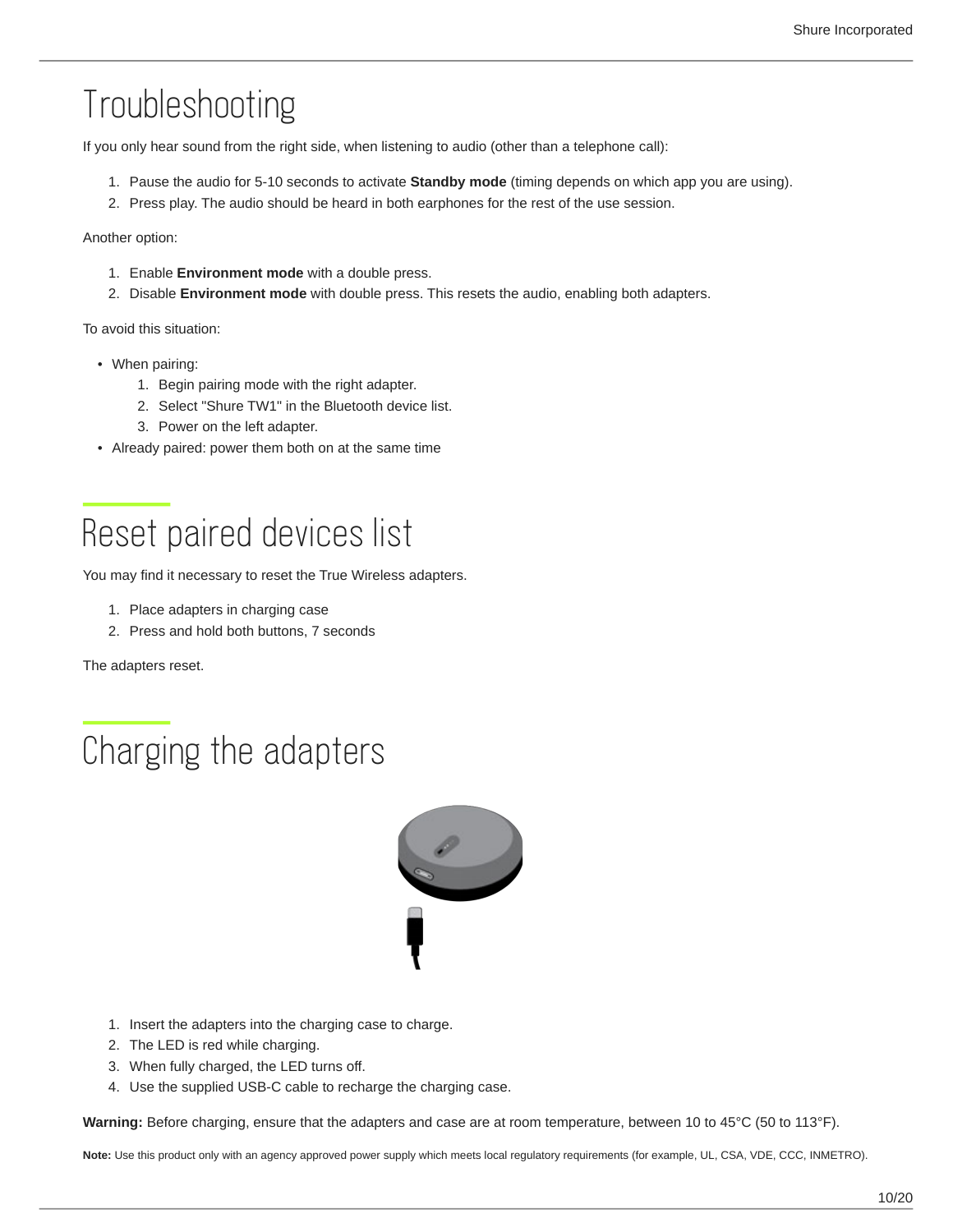# Troubleshooting

If you only hear sound from the right side, when listening to audio (other than a telephone call):

1. Pause the audio for 5-10 seconds to activate **Standby mode** (timing depends on which app you are using).
2. Press play. The audio should be heard in both earphones for the rest of the use session.

Another option:

1. Enable **Environment mode** with a double press.
2. Disable **Environment mode** with double press. This resets the audio, enabling both adapters.

To avoid this situation:

- When pairing:
  1. Begin pairing mode with the right adapter.
  2. Select "Shure TW1" in the Bluetooth device list.
  3. Power on the left adapter.
- Already paired: power them both on at the same time

# Reset paired devices list

You may find it necessary to reset the True Wireless adapters.

1. Place adapters in charging case
2. Press and hold both buttons, 7 seconds

The adapters reset.

# Charging the adapters

1. Insert the adapters into the charging case to charge.
2. The LED is red while charging.
3. When fully charged, the LED turns off.
4. Use the supplied USB-C cable to recharge the charging case.

**Warning:** Before charging, ensure that the adapters and case are at room temperature, between 10 to 45°C (50 to 113°F).

**Note:** Use this product only with an agency approved power supply which meets local regulatory requirements (for example, UL, CSA, VDE, CCC, INMETRO).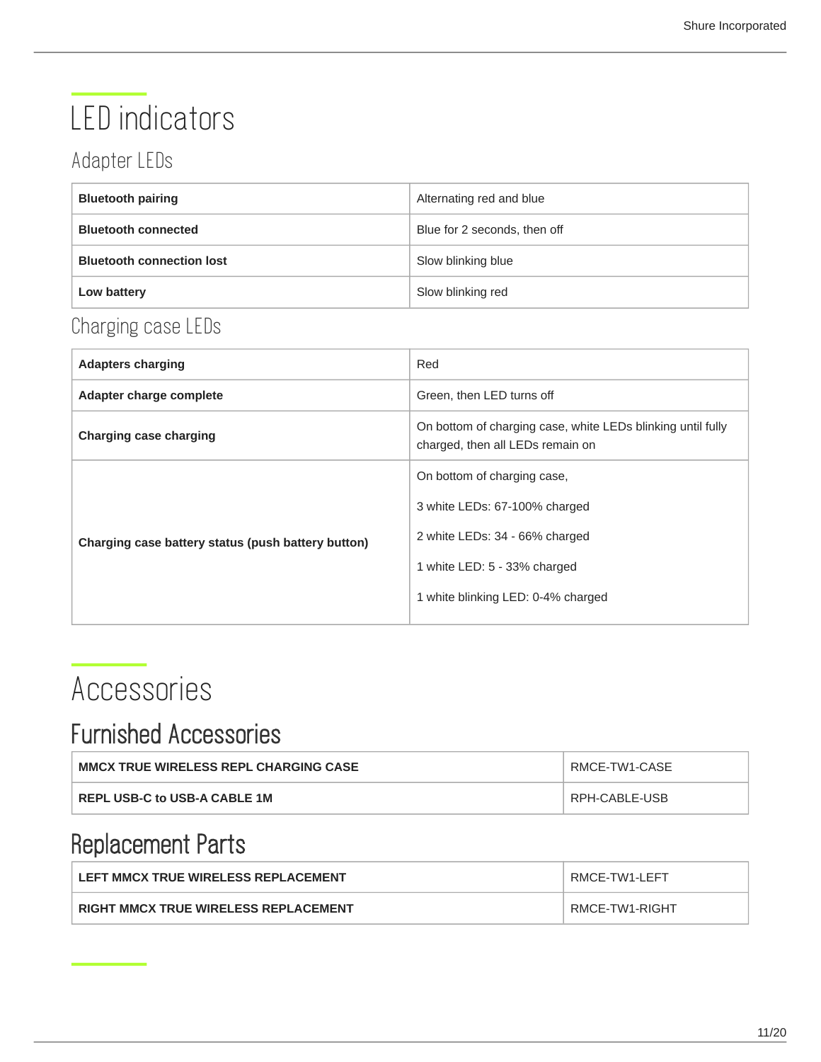# LED indicators

## Adapter LEDs

| | |
|---|---|
| **Bluetooth pairing** | Alternating red and blue |
| **Bluetooth connected** | Blue for 2 seconds, then off |
| **Bluetooth connection lost** | Slow blinking blue |
| **Low battery** | Slow blinking red |

## Charging case LEDs

| | |
|---|---|
| **Adapters charging** | Red |
| **Adapter charge complete** | Green, then LED turns off |
| **Charging case charging** | On bottom of charging case, white LEDs blinking until fully charged, then all LEDs remain on |
| **Charging case battery status (push battery button)** | On bottom of charging case,<br><br>3 white LEDs: 67-100% charged<br><br>2 white LEDs: 34 - 66% charged<br><br>1 white LED: 5 - 33% charged<br><br>1 white blinking LED: 0-4% charged |

# Accessories

## Furnished Accessories

| | |
|---|---|
| **MMCX TRUE WIRELESS REPL CHARGING CASE** | RMCE-TW1-CASE |
| **REPL USB-C to USB-A CABLE 1M** | RPH-CABLE-USB |

## Replacement Parts

| | |
|---|---|
| **LEFT MMCX TRUE WIRELESS REPLACEMENT** | RMCE-TW1-LEFT |
| **RIGHT MMCX TRUE WIRELESS REPLACEMENT** | RMCE-TW1-RIGHT |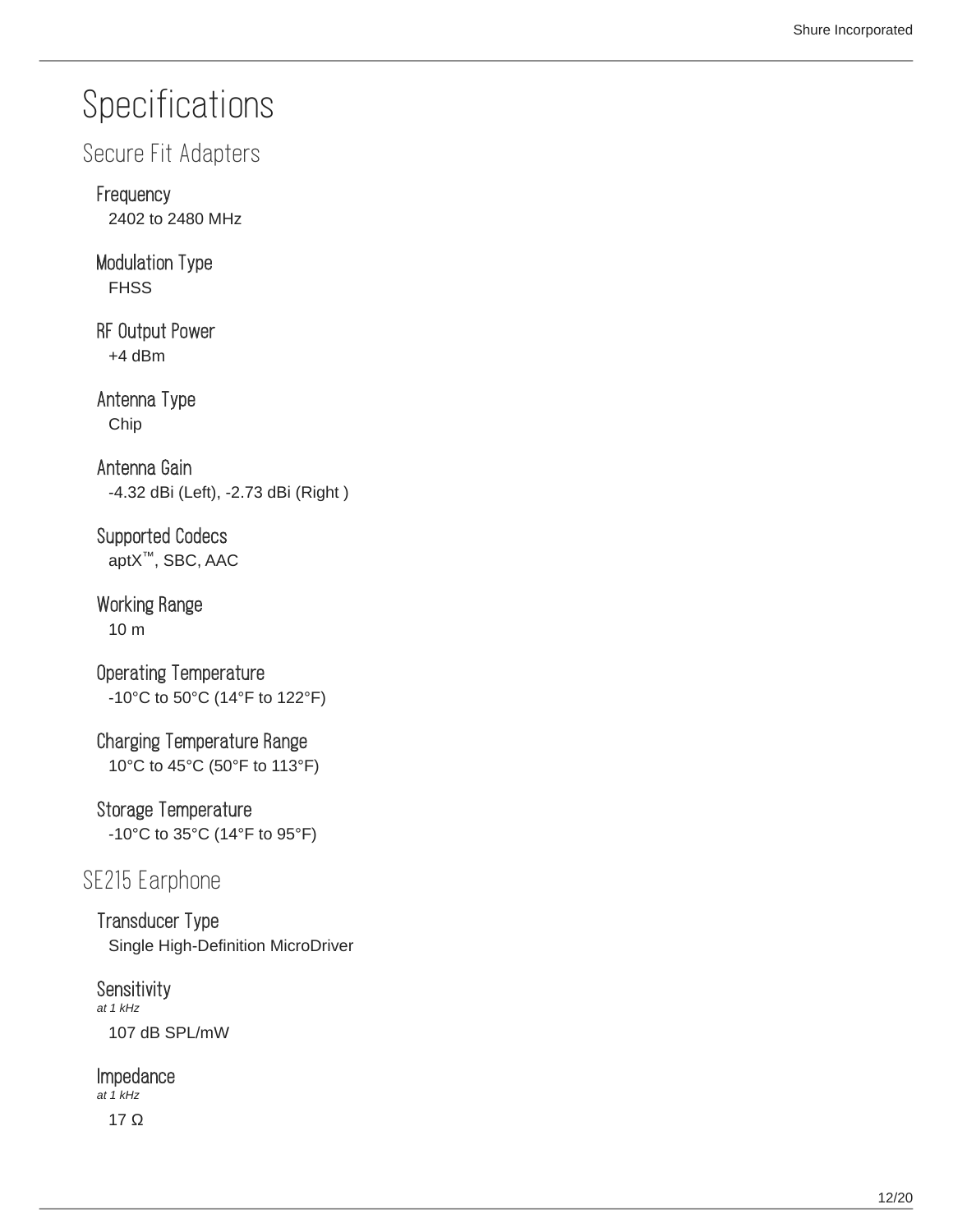# Specifications

## Secure Fit Adapters

### Frequency

2402 to 2480 MHz

### Modulation Type

FHSS

### RF Output Power

+4 dBm

### Antenna Type

Chip

### Antenna Gain

-4.32 dBi (Left), -2.73 dBi (Right )

### Supported Codecs

aptX™, SBC, AAC

### Working Range

10 m

### Operating Temperature

-10°C to 50°C (14°F to 122°F)

### Charging Temperature Range

10°C to 45°C (50°F to 113°F)

### Storage Temperature

-10°C to 35°C (14°F to 95°F)

## SE215 Earphone

### Transducer Type

Single High-Definition MicroDriver

### Sensitivity

*at 1 kHz*

107 dB SPL/mW

### Impedance

*at 1 kHz*

17 Ω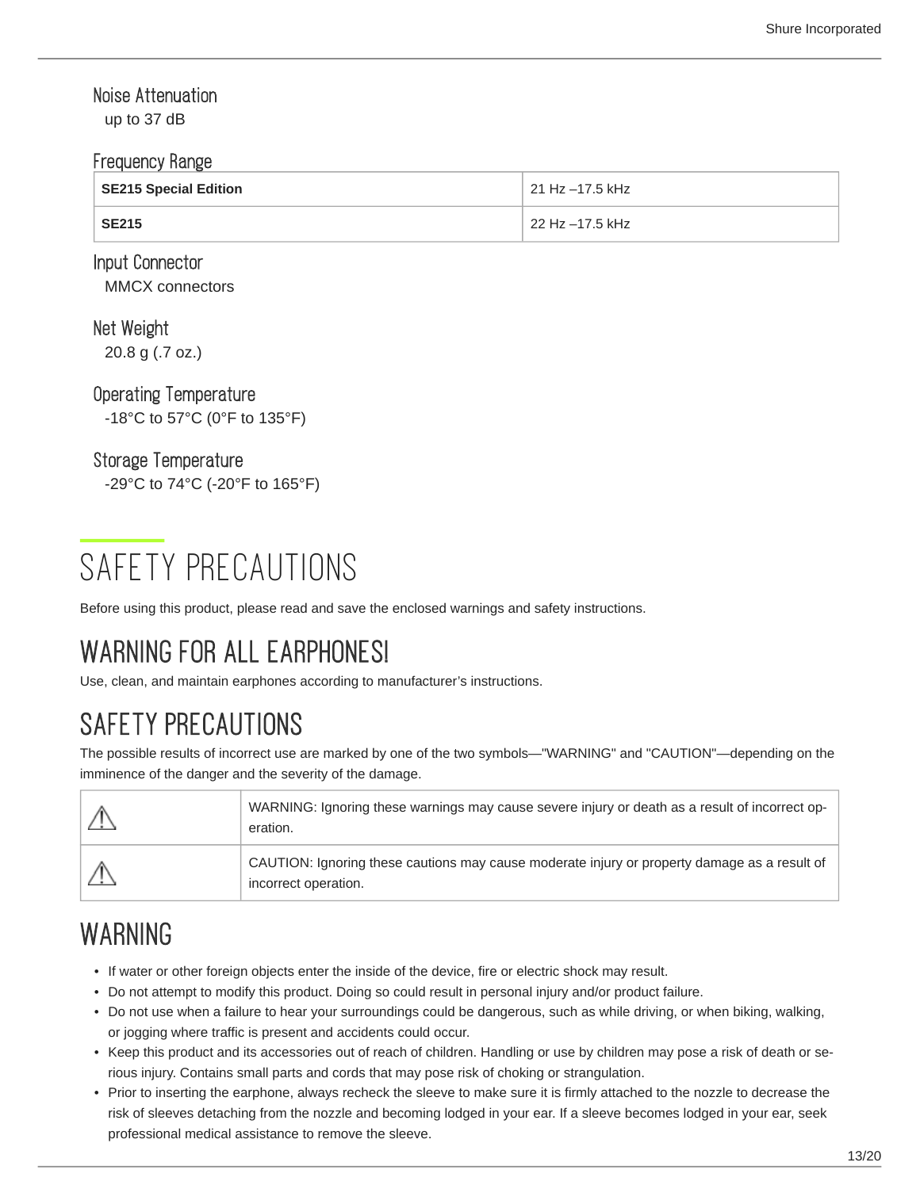### Noise Attenuation

up to 37 dB

### Frequency Range

| SE215 Special Edition | 21 Hz –17.5 kHz |
|---|---|
| **SE215** | 22 Hz –17.5 kHz |

### Input Connector

MMCX connectors

### Net Weight

20.8 g (.7 oz.)

### Operating Temperature

-18°C to 57°C (0°F to 135°F)

### Storage Temperature

-29°C to 74°C (-20°F to 165°F)

# SAFETY PRECAUTIONS

Before using this product, please read and save the enclosed warnings and safety instructions.

## WARNING FOR ALL EARPHONES!

Use, clean, and maintain earphones according to manufacturer’s instructions.

## SAFETY PRECAUTIONS

The possible results of incorrect use are marked by one of the two symbols—"WARNING" and "CAUTION"—depending on the imminence of the danger and the severity of the damage.

| ⚠ | WARNING: Ignoring these warnings may cause severe injury or death as a result of incorrect operation. |
|---|---|
| ⚠ | CAUTION: Ignoring these cautions may cause moderate injury or property damage as a result of incorrect operation. |

## WARNING

- If water or other foreign objects enter the inside of the device, fire or electric shock may result.
- Do not attempt to modify this product. Doing so could result in personal injury and/or product failure.
- Do not use when a failure to hear your surroundings could be dangerous, such as while driving, or when biking, walking, or jogging where traffic is present and accidents could occur.
- Keep this product and its accessories out of reach of children. Handling or use by children may pose a risk of death or serious injury. Contains small parts and cords that may pose risk of choking or strangulation.
- Prior to inserting the earphone, always recheck the sleeve to make sure it is firmly attached to the nozzle to decrease the risk of sleeves detaching from the nozzle and becoming lodged in your ear. If a sleeve becomes lodged in your ear, seek professional medical assistance to remove the sleeve.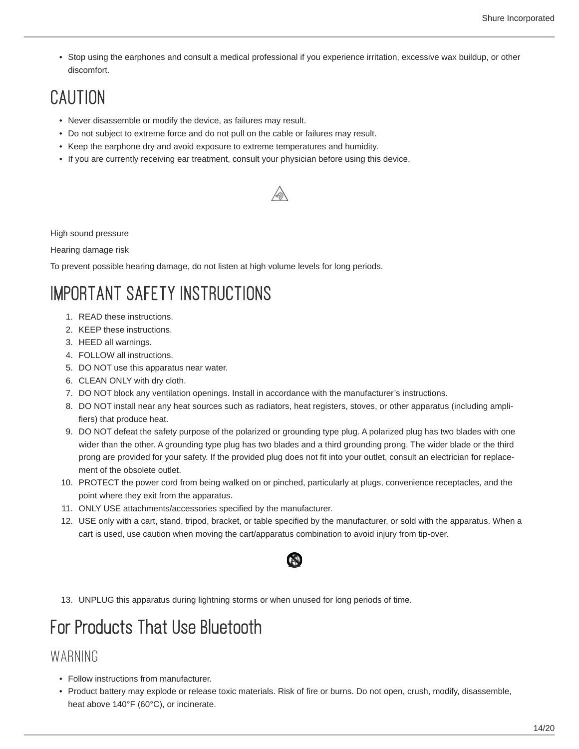- Stop using the earphones and consult a medical professional if you experience irritation, excessive wax buildup, or other discomfort.

## CAUTION

- Never disassemble or modify the device, as failures may result.
- Do not subject to extreme force and do not pull on the cable or failures may result.
- Keep the earphone dry and avoid exposure to extreme temperatures and humidity.
- If you are currently receiving ear treatment, consult your physician before using this device.

High sound pressure

Hearing damage risk

To prevent possible hearing damage, do not listen at high volume levels for long periods.

## IMPORTANT SAFETY INSTRUCTIONS

1. READ these instructions.
2. KEEP these instructions.
3. HEED all warnings.
4. FOLLOW all instructions.
5. DO NOT use this apparatus near water.
6. CLEAN ONLY with dry cloth.
7. DO NOT block any ventilation openings. Install in accordance with the manufacturer's instructions.
8. DO NOT install near any heat sources such as radiators, heat registers, stoves, or other apparatus (including amplifiers) that produce heat.
9. DO NOT defeat the safety purpose of the polarized or grounding type plug. A polarized plug has two blades with one wider than the other. A grounding type plug has two blades and a third grounding prong. The wider blade or the third prong are provided for your safety. If the provided plug does not fit into your outlet, consult an electrician for replacement of the obsolete outlet.
10. PROTECT the power cord from being walked on or pinched, particularly at plugs, convenience receptacles, and the point where they exit from the apparatus.
11. ONLY USE attachments/accessories specified by the manufacturer.
12. USE only with a cart, stand, tripod, bracket, or table specified by the manufacturer, or sold with the apparatus. When a cart is used, use caution when moving the cart/apparatus combination to avoid injury from tip-over.
13. UNPLUG this apparatus during lightning storms or when unused for long periods of time.

# For Products That Use Bluetooth

## WARNING

- Follow instructions from manufacturer.
- Product battery may explode or release toxic materials. Risk of fire or burns. Do not open, crush, modify, disassemble, heat above 140°F (60°C), or incinerate.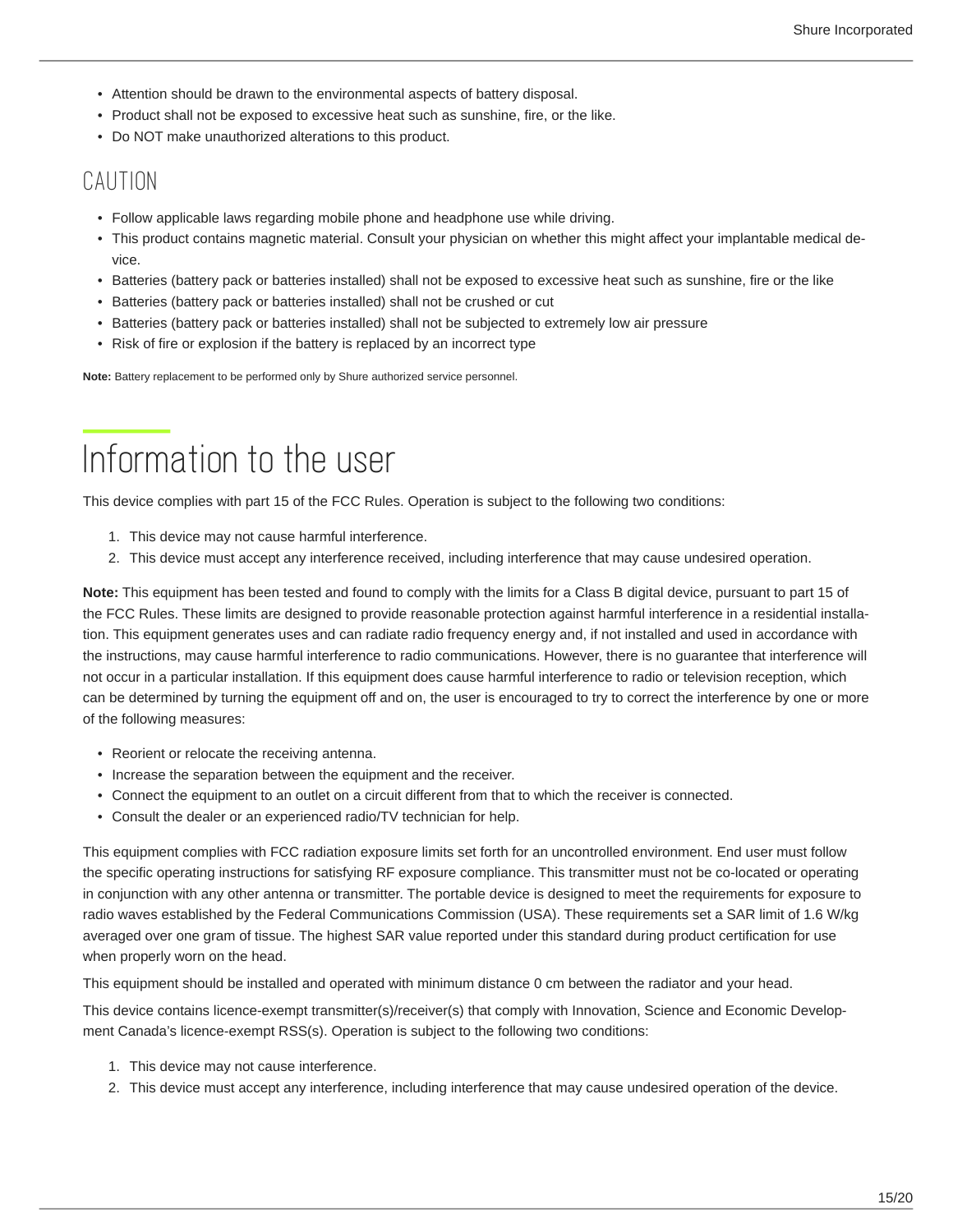- Attention should be drawn to the environmental aspects of battery disposal.
- Product shall not be exposed to excessive heat such as sunshine, fire, or the like.
- Do NOT make unauthorized alterations to this product.

## CAUTION

- Follow applicable laws regarding mobile phone and headphone use while driving.
- This product contains magnetic material. Consult your physician on whether this might affect your implantable medical device.
- Batteries (battery pack or batteries installed) shall not be exposed to excessive heat such as sunshine, fire or the like
- Batteries (battery pack or batteries installed) shall not be crushed or cut
- Batteries (battery pack or batteries installed) shall not be subjected to extremely low air pressure
- Risk of fire or explosion if the battery is replaced by an incorrect type

**Note:** Battery replacement to be performed only by Shure authorized service personnel.

# Information to the user

This device complies with part 15 of the FCC Rules. Operation is subject to the following two conditions:

1. This device may not cause harmful interference.
2. This device must accept any interference received, including interference that may cause undesired operation.

**Note:** This equipment has been tested and found to comply with the limits for a Class B digital device, pursuant to part 15 of the FCC Rules. These limits are designed to provide reasonable protection against harmful interference in a residential installation. This equipment generates uses and can radiate radio frequency energy and, if not installed and used in accordance with the instructions, may cause harmful interference to radio communications. However, there is no guarantee that interference will not occur in a particular installation. If this equipment does cause harmful interference to radio or television reception, which can be determined by turning the equipment off and on, the user is encouraged to try to correct the interference by one or more of the following measures:

- Reorient or relocate the receiving antenna.
- Increase the separation between the equipment and the receiver.
- Connect the equipment to an outlet on a circuit different from that to which the receiver is connected.
- Consult the dealer or an experienced radio/TV technician for help.

This equipment complies with FCC radiation exposure limits set forth for an uncontrolled environment. End user must follow the specific operating instructions for satisfying RF exposure compliance. This transmitter must not be co-located or operating in conjunction with any other antenna or transmitter. The portable device is designed to meet the requirements for exposure to radio waves established by the Federal Communications Commission (USA). These requirements set a SAR limit of 1.6 W/kg averaged over one gram of tissue. The highest SAR value reported under this standard during product certification for use when properly worn on the head.

This equipment should be installed and operated with minimum distance 0 cm between the radiator and your head.

This device contains licence-exempt transmitter(s)/receiver(s) that comply with Innovation, Science and Economic Development Canada's licence-exempt RSS(s). Operation is subject to the following two conditions:

1. This device may not cause interference.
2. This device must accept any interference, including interference that may cause undesired operation of the device.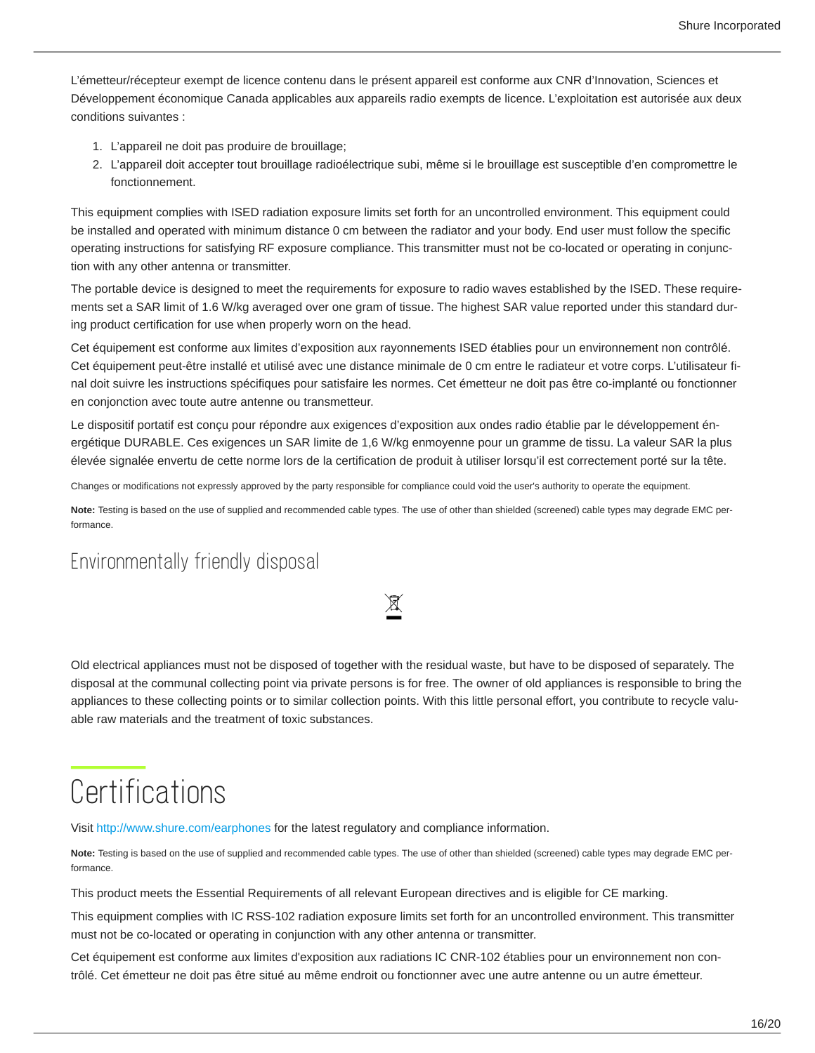L'émetteur/récepteur exempt de licence contenu dans le présent appareil est conforme aux CNR d'Innovation, Sciences et Développement économique Canada applicables aux appareils radio exempts de licence. L'exploitation est autorisée aux deux conditions suivantes :

1. L'appareil ne doit pas produire de brouillage;
2. L'appareil doit accepter tout brouillage radioélectrique subi, même si le brouillage est susceptible d'en compromettre le fonctionnement.

This equipment complies with ISED radiation exposure limits set forth for an uncontrolled environment. This equipment could be installed and operated with minimum distance 0 cm between the radiator and your body. End user must follow the specific operating instructions for satisfying RF exposure compliance. This transmitter must not be co-located or operating in conjunction with any other antenna or transmitter.

The portable device is designed to meet the requirements for exposure to radio waves established by the ISED. These requirements set a SAR limit of 1.6 W/kg averaged over one gram of tissue. The highest SAR value reported under this standard during product certification for use when properly worn on the head.

Cet équipement est conforme aux limites d'exposition aux rayonnements ISED établies pour un environnement non contrôlé. Cet équipement peut-être installé et utilisé avec une distance minimale de 0 cm entre le radiateur et votre corps. L'utilisateur final doit suivre les instructions spécifiques pour satisfaire les normes. Cet émetteur ne doit pas être co-implanté ou fonctionner en conjonction avec toute autre antenne ou transmetteur.

Le dispositif portatif est conçu pour répondre aux exigences d'exposition aux ondes radio établie par le développement énergétique DURABLE. Ces exigences un SAR limite de 1,6 W/kg enmoyenne pour un gramme de tissu. La valeur SAR la plus élevée signalée envertu de cette norme lors de la certification de produit à utiliser lorsqu'il est correctement porté sur la tête.

Changes or modifications not expressly approved by the party responsible for compliance could void the user's authority to operate the equipment.

**Note:** Testing is based on the use of supplied and recommended cable types. The use of other than shielded (screened) cable types may degrade EMC performance.

## Environmentally friendly disposal

Old electrical appliances must not be disposed of together with the residual waste, but have to be disposed of separately. The disposal at the communal collecting point via private persons is for free. The owner of old appliances is responsible to bring the appliances to these collecting points or to similar collection points. With this little personal effort, you contribute to recycle valuable raw materials and the treatment of toxic substances.

# Certifications

Visit http://www.shure.com/earphones for the latest regulatory and compliance information.

**Note:** Testing is based on the use of supplied and recommended cable types. The use of other than shielded (screened) cable types may degrade EMC performance.

This product meets the Essential Requirements of all relevant European directives and is eligible for CE marking.

This equipment complies with IC RSS-102 radiation exposure limits set forth for an uncontrolled environment. This transmitter must not be co-located or operating in conjunction with any other antenna or transmitter.

Cet équipement est conforme aux limites d'exposition aux radiations IC CNR-102 établies pour un environnement non contrôlé. Cet émetteur ne doit pas être situé au même endroit ou fonctionner avec une autre antenne ou un autre émetteur.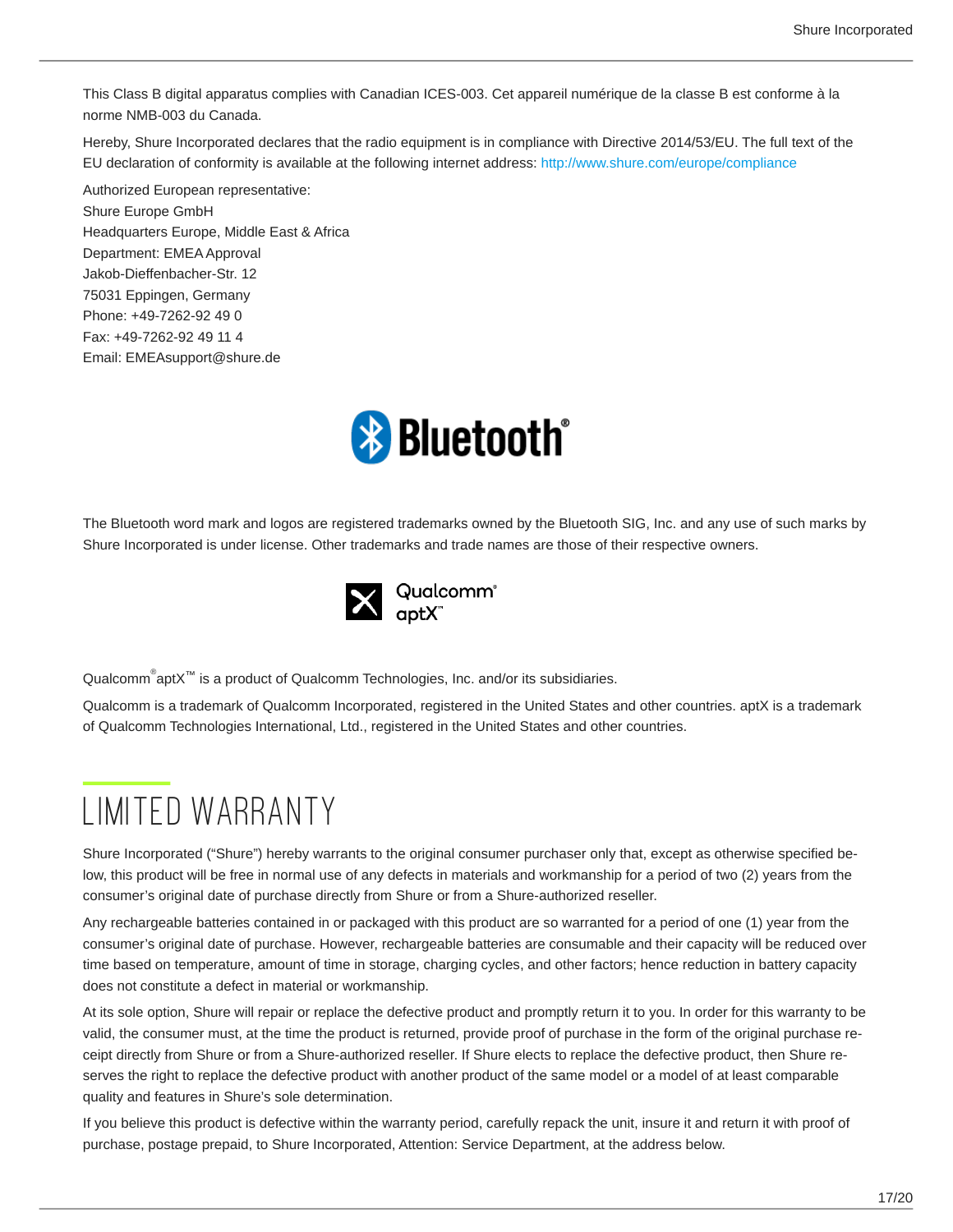This Class B digital apparatus complies with Canadian ICES-003. Cet appareil numérique de la classe B est conforme à la norme NMB-003 du Canada.

Hereby, Shure Incorporated declares that the radio equipment is in compliance with Directive 2014/53/EU. The full text of the EU declaration of conformity is available at the following internet address: http://www.shure.com/europe/compliance

Authorized European representative:
Shure Europe GmbH
Headquarters Europe, Middle East & Africa
Department: EMEA Approval
Jakob-Dieffenbacher-Str. 12
75031 Eppingen, Germany
Phone: +49-7262-92 49 0
Fax: +49-7262-92 49 11 4
Email: EMEAsupport@shure.de

The Bluetooth word mark and logos are registered trademarks owned by the Bluetooth SIG, Inc. and any use of such marks by Shure Incorporated is under license. Other trademarks and trade names are those of their respective owners.

Qualcomm® aptX™ is a product of Qualcomm Technologies, Inc. and/or its subsidiaries.

Qualcomm is a trademark of Qualcomm Incorporated, registered in the United States and other countries. aptX is a trademark of Qualcomm Technologies International, Ltd., registered in the United States and other countries.

# LIMITED WARRANTY

Shure Incorporated ("Shure") hereby warrants to the original consumer purchaser only that, except as otherwise specified below, this product will be free in normal use of any defects in materials and workmanship for a period of two (2) years from the consumer's original date of purchase directly from Shure or from a Shure-authorized reseller.

Any rechargeable batteries contained in or packaged with this product are so warranted for a period of one (1) year from the consumer's original date of purchase. However, rechargeable batteries are consumable and their capacity will be reduced over time based on temperature, amount of time in storage, charging cycles, and other factors; hence reduction in battery capacity does not constitute a defect in material or workmanship.

At its sole option, Shure will repair or replace the defective product and promptly return it to you. In order for this warranty to be valid, the consumer must, at the time the product is returned, provide proof of purchase in the form of the original purchase receipt directly from Shure or from a Shure-authorized reseller. If Shure elects to replace the defective product, then Shure reserves the right to replace the defective product with another product of the same model or a model of at least comparable quality and features in Shure's sole determination.

If you believe this product is defective within the warranty period, carefully repack the unit, insure it and return it with proof of purchase, postage prepaid, to Shure Incorporated, Attention: Service Department, at the address below.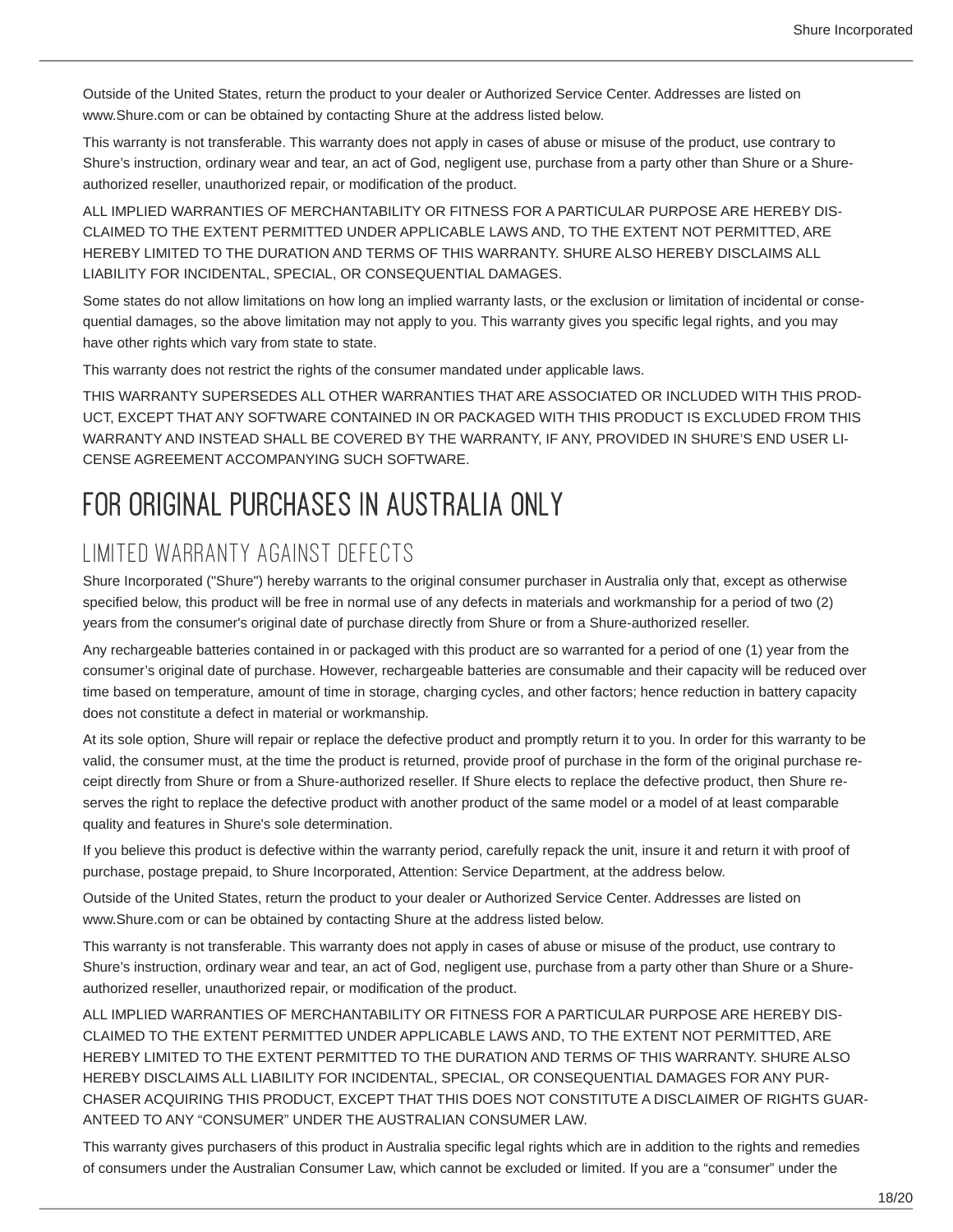Outside of the United States, return the product to your dealer or Authorized Service Center. Addresses are listed on www.Shure.com or can be obtained by contacting Shure at the address listed below.

This warranty is not transferable. This warranty does not apply in cases of abuse or misuse of the product, use contrary to Shure’s instruction, ordinary wear and tear, an act of God, negligent use, purchase from a party other than Shure or a Shure-authorized reseller, unauthorized repair, or modification of the product.

ALL IMPLIED WARRANTIES OF MERCHANTABILITY OR FITNESS FOR A PARTICULAR PURPOSE ARE HEREBY DISCLAIMED TO THE EXTENT PERMITTED UNDER APPLICABLE LAWS AND, TO THE EXTENT NOT PERMITTED, ARE HEREBY LIMITED TO THE DURATION AND TERMS OF THIS WARRANTY. SHURE ALSO HEREBY DISCLAIMS ALL LIABILITY FOR INCIDENTAL, SPECIAL, OR CONSEQUENTIAL DAMAGES.

Some states do not allow limitations on how long an implied warranty lasts, or the exclusion or limitation of incidental or consequential damages, so the above limitation may not apply to you. This warranty gives you specific legal rights, and you may have other rights which vary from state to state.

This warranty does not restrict the rights of the consumer mandated under applicable laws.

THIS WARRANTY SUPERSEDES ALL OTHER WARRANTIES THAT ARE ASSOCIATED OR INCLUDED WITH THIS PRODUCT, EXCEPT THAT ANY SOFTWARE CONTAINED IN OR PACKAGED WITH THIS PRODUCT IS EXCLUDED FROM THIS WARRANTY AND INSTEAD SHALL BE COVERED BY THE WARRANTY, IF ANY, PROVIDED IN SHURE’S END USER LICENSE AGREEMENT ACCOMPANYING SUCH SOFTWARE.

# For Original Purchases in Australia Only

## Limited Warranty Against Defects

Shure Incorporated ("Shure") hereby warrants to the original consumer purchaser in Australia only that, except as otherwise specified below, this product will be free in normal use of any defects in materials and workmanship for a period of two (2) years from the consumer's original date of purchase directly from Shure or from a Shure-authorized reseller.

Any rechargeable batteries contained in or packaged with this product are so warranted for a period of one (1) year from the consumer’s original date of purchase. However, rechargeable batteries are consumable and their capacity will be reduced over time based on temperature, amount of time in storage, charging cycles, and other factors; hence reduction in battery capacity does not constitute a defect in material or workmanship.

At its sole option, Shure will repair or replace the defective product and promptly return it to you. In order for this warranty to be valid, the consumer must, at the time the product is returned, provide proof of purchase in the form of the original purchase receipt directly from Shure or from a Shure-authorized reseller. If Shure elects to replace the defective product, then Shure reserves the right to replace the defective product with another product of the same model or a model of at least comparable quality and features in Shure's sole determination.

If you believe this product is defective within the warranty period, carefully repack the unit, insure it and return it with proof of purchase, postage prepaid, to Shure Incorporated, Attention: Service Department, at the address below.

Outside of the United States, return the product to your dealer or Authorized Service Center. Addresses are listed on www.Shure.com or can be obtained by contacting Shure at the address listed below.

This warranty is not transferable. This warranty does not apply in cases of abuse or misuse of the product, use contrary to Shure’s instruction, ordinary wear and tear, an act of God, negligent use, purchase from a party other than Shure or a Shure-authorized reseller, unauthorized repair, or modification of the product.

ALL IMPLIED WARRANTIES OF MERCHANTABILITY OR FITNESS FOR A PARTICULAR PURPOSE ARE HEREBY DISCLAIMED TO THE EXTENT PERMITTED UNDER APPLICABLE LAWS AND, TO THE EXTENT NOT PERMITTED, ARE HEREBY LIMITED TO THE EXTENT PERMITTED TO THE DURATION AND TERMS OF THIS WARRANTY. SHURE ALSO HEREBY DISCLAIMS ALL LIABILITY FOR INCIDENTAL, SPECIAL, OR CONSEQUENTIAL DAMAGES FOR ANY PURCHASER ACQUIRING THIS PRODUCT, EXCEPT THAT THIS DOES NOT CONSTITUTE A DISCLAIMER OF RIGHTS GUARANTEED TO ANY “CONSUMER” UNDER THE AUSTRALIAN CONSUMER LAW.

This warranty gives purchasers of this product in Australia specific legal rights which are in addition to the rights and remedies of consumers under the Australian Consumer Law, which cannot be excluded or limited. If you are a “consumer” under the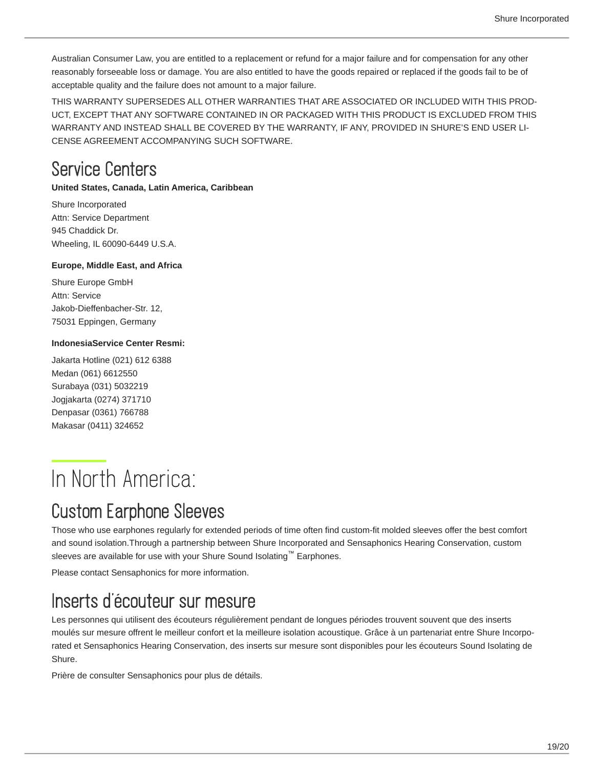Australian Consumer Law, you are entitled to a replacement or refund for a major failure and for compensation for any other reasonably forseeable loss or damage. You are also entitled to have the goods repaired or replaced if the goods fail to be of acceptable quality and the failure does not amount to a major failure.

THIS WARRANTY SUPERSEDES ALL OTHER WARRANTIES THAT ARE ASSOCIATED OR INCLUDED WITH THIS PRODUCT, EXCEPT THAT ANY SOFTWARE CONTAINED IN OR PACKAGED WITH THIS PRODUCT IS EXCLUDED FROM THIS WARRANTY AND INSTEAD SHALL BE COVERED BY THE WARRANTY, IF ANY, PROVIDED IN SHURE'S END USER LICENSE AGREEMENT ACCOMPANYING SUCH SOFTWARE.

## Service Centers

**United States, Canada, Latin America, Caribbean**

Shure Incorporated
Attn: Service Department
945 Chaddick Dr.
Wheeling, IL 60090-6449 U.S.A.

**Europe, Middle East, and Africa**

Shure Europe GmbH
Attn: Service
Jakob-Dieffenbacher-Str. 12,
75031 Eppingen, Germany

**IndonesiaService Center Resmi:**

Jakarta Hotline (021) 612 6388
Medan (061) 6612550
Surabaya (031) 5032219
Jogjakarta (0274) 371710
Denpasar (0361) 766788
Makasar (0411) 324652

# In North America:

## Custom Earphone Sleeves

Those who use earphones regularly for extended periods of time often find custom-fit molded sleeves offer the best comfort and sound isolation.Through a partnership between Shure Incorporated and Sensaphonics Hearing Conservation, custom sleeves are available for use with your Shure Sound Isolating™ Earphones.

Please contact Sensaphonics for more information.

## Inserts d'écouteur sur mesure

Les personnes qui utilisent des écouteurs régulièrement pendant de longues périodes trouvent souvent que des inserts moulés sur mesure offrent le meilleur confort et la meilleure isolation acoustique. Grâce à un partenariat entre Shure Incorporated et Sensaphonics Hearing Conservation, des inserts sur mesure sont disponibles pour les écouteurs Sound Isolating de Shure.

Prière de consulter Sensaphonics pour plus de détails.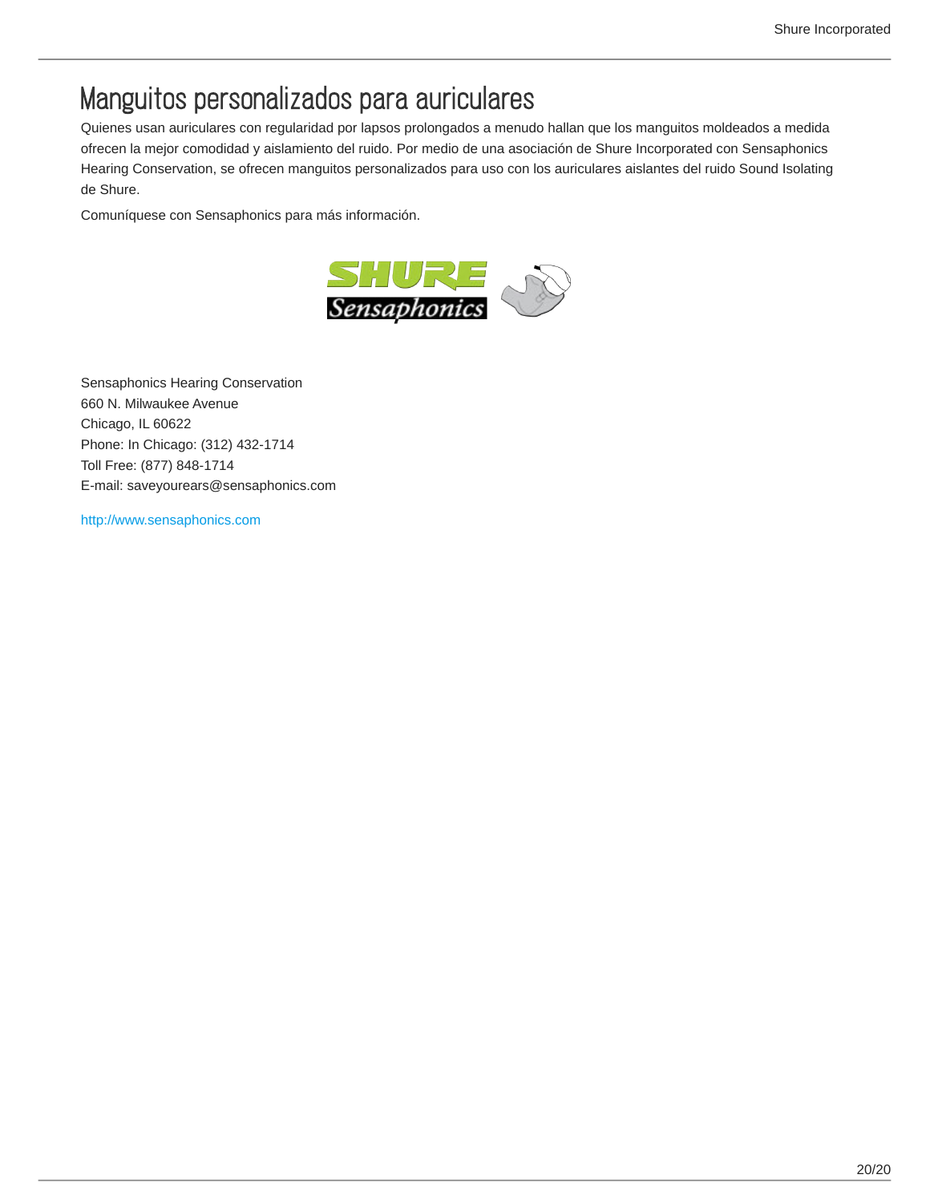# Manguitos personalizados para auriculares

Quienes usan auriculares con regularidad por lapsos prolongados a menudo hallan que los manguitos moldeados a medida ofrecen la mejor comodidad y aislamiento del ruido. Por medio de una asociación de Shure Incorporated con Sensaphonics Hearing Conservation, se ofrecen manguitos personalizados para uso con los auriculares aislantes del ruido Sound Isolating de Shure.

Comuníquese con Sensaphonics para más información.

Sensaphonics Hearing Conservation
660 N. Milwaukee Avenue
Chicago, IL 60622
Phone: In Chicago: (312) 432-1714
Toll Free: (877) 848-1714
E-mail: saveyourears@sensaphonics.com

http://www.sensaphonics.com